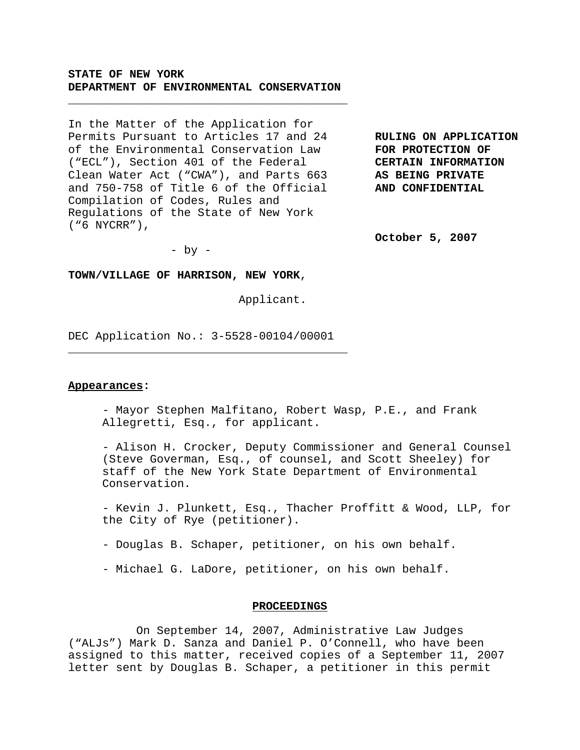**STATE OF NEW YORK**
**DEPARTMENT OF ENVIRONMENTAL CONSERVATION**

---

In the Matter of the Application for Permits Pursuant to Articles 17 and 24 of the Environmental Conservation Law ("ECL"), Section 401 of the Federal Clean Water Act ("CWA"), and Parts 663 and 750-758 of Title 6 of the Official Compilation of Codes, Rules and Regulations of the State of New York ("6 NYCRR"),

- by -

**TOWN/VILLAGE OF HARRISON, NEW YORK**,

Applicant.

DEC Application No.: 3-5528-00104/00001

---

**RULING ON APPLICATION FOR PROTECTION OF CERTAIN INFORMATION AS BEING PRIVATE AND CONFIDENTIAL**

**October 5, 2007**

**Appearances:**

- Mayor Stephen Malfitano, Robert Wasp, P.E., and Frank Allegretti, Esq., for applicant.

- Alison H. Crocker, Deputy Commissioner and General Counsel (Steve Goverman, Esq., of counsel, and Scott Sheeley) for staff of the New York State Department of Environmental Conservation.

- Kevin J. Plunkett, Esq., Thacher Proffitt & Wood, LLP, for the City of Rye (petitioner).

- Douglas B. Schaper, petitioner, on his own behalf.

- Michael G. LaDore, petitioner, on his own behalf.

## PROCEEDINGS

On September 14, 2007, Administrative Law Judges ("ALJs") Mark D. Sanza and Daniel P. O'Connell, who have been assigned to this matter, received copies of a September 11, 2007 letter sent by Douglas B. Schaper, a petitioner in this permit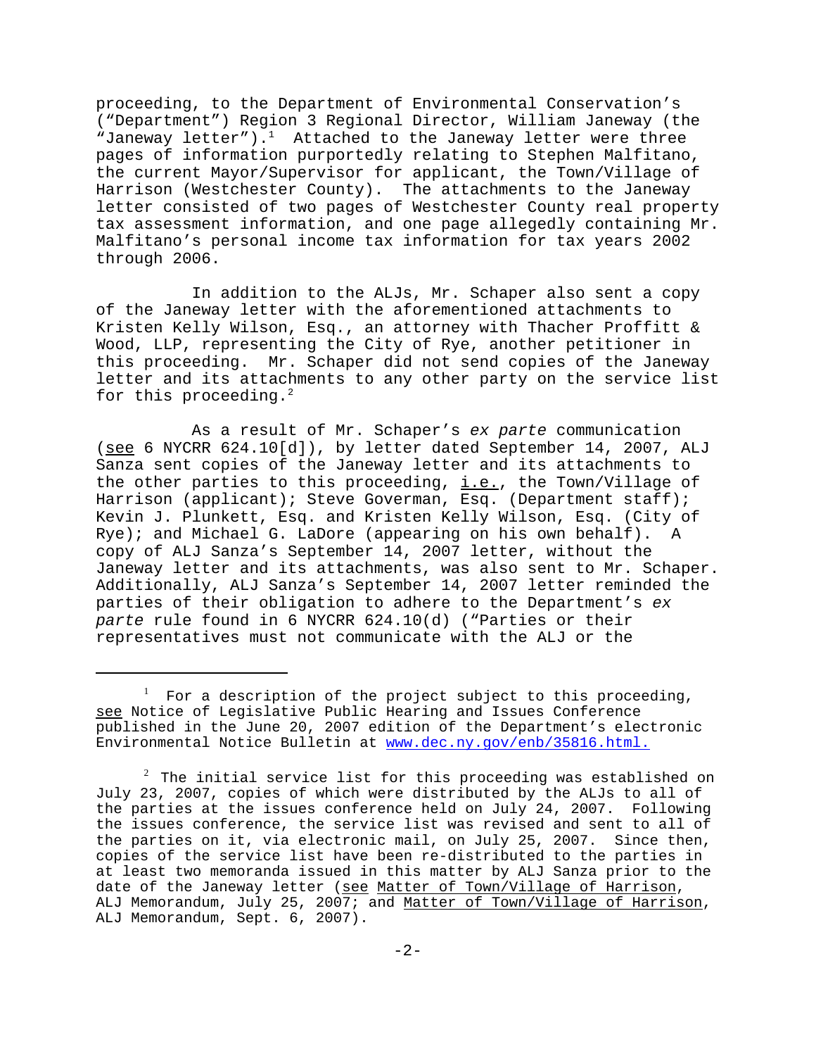proceeding, to the Department of Environmental Conservation's ("Department") Region 3 Regional Director, William Janeway (the "Janeway letter").[1] Attached to the Janeway letter were three pages of information purportedly relating to Stephen Malfitano, the current Mayor/Supervisor for applicant, the Town/Village of Harrison (Westchester County). The attachments to the Janeway letter consisted of two pages of Westchester County real property tax assessment information, and one page allegedly containing Mr. Malfitano's personal income tax information for tax years 2002 through 2006.

In addition to the ALJs, Mr. Schaper also sent a copy of the Janeway letter with the aforementioned attachments to Kristen Kelly Wilson, Esq., an attorney with Thacher Proffitt & Wood, LLP, representing the City of Rye, another petitioner in this proceeding. Mr. Schaper did not send copies of the Janeway letter and its attachments to any other party on the service list for this proceeding.[2]

As a result of Mr. Schaper's *ex parte* communication (see 6 NYCRR 624.10[d]), by letter dated September 14, 2007, ALJ Sanza sent copies of the Janeway letter and its attachments to the other parties to this proceeding, i.e., the Town/Village of Harrison (applicant); Steve Goverman, Esq. (Department staff); Kevin J. Plunkett, Esq. and Kristen Kelly Wilson, Esq. (City of Rye); and Michael G. LaDore (appearing on his own behalf). A copy of ALJ Sanza's September 14, 2007 letter, without the Janeway letter and its attachments, was also sent to Mr. Schaper. Additionally, ALJ Sanza's September 14, 2007 letter reminded the parties of their obligation to adhere to the Department's *ex parte* rule found in 6 NYCRR 624.10(d) ("Parties or their representatives must not communicate with the ALJ or the

---

[1] For a description of the project subject to this proceeding, see Notice of Legislative Public Hearing and Issues Conference published in the June 20, 2007 edition of the Department's electronic Environmental Notice Bulletin at www.dec.ny.gov/enb/35816.html.

[2] The initial service list for this proceeding was established on July 23, 2007, copies of which were distributed by the ALJs to all of the parties at the issues conference held on July 24, 2007. Following the issues conference, the service list was revised and sent to all of the parties on it, via electronic mail, on July 25, 2007. Since then, copies of the service list have been re-distributed to the parties in at least two memoranda issued in this matter by ALJ Sanza prior to the date of the Janeway letter (see Matter of Town/Village of Harrison, ALJ Memorandum, July 25, 2007; and Matter of Town/Village of Harrison, ALJ Memorandum, Sept. 6, 2007).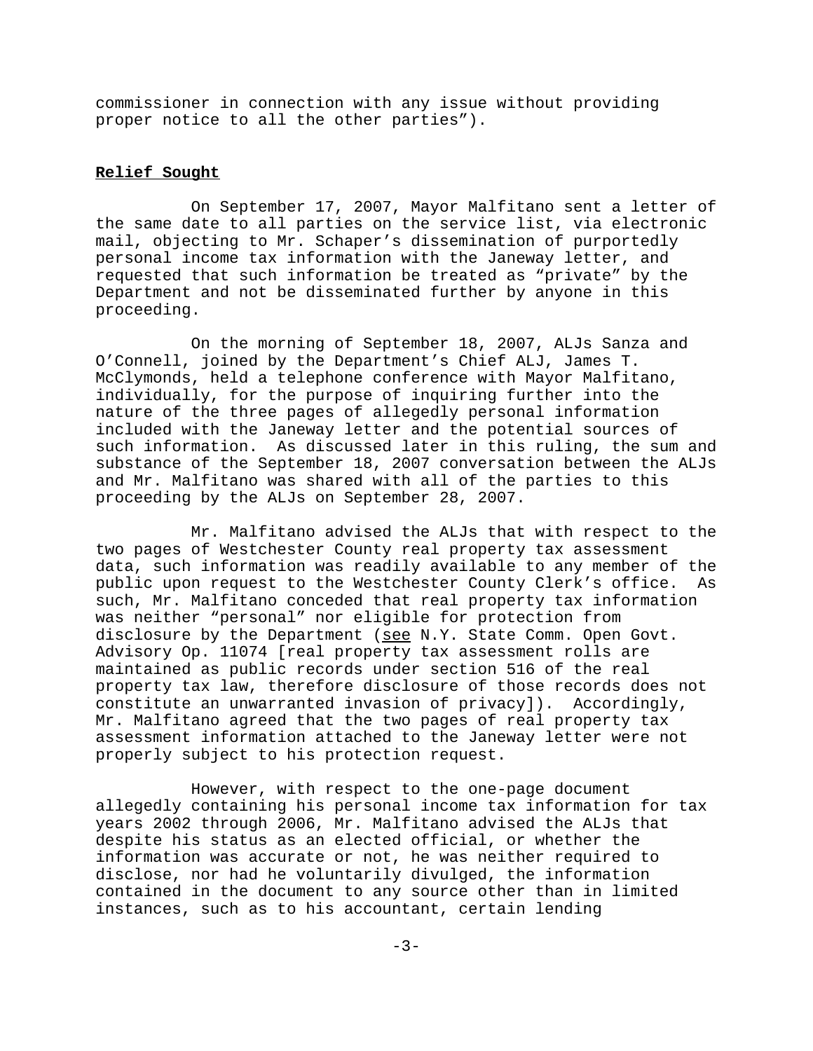commissioner in connection with any issue without providing proper notice to all the other parties").

**Relief Sought**

On September 17, 2007, Mayor Malfitano sent a letter of the same date to all parties on the service list, via electronic mail, objecting to Mr. Schaper's dissemination of purportedly personal income tax information with the Janeway letter, and requested that such information be treated as "private" by the Department and not be disseminated further by anyone in this proceeding.

On the morning of September 18, 2007, ALJs Sanza and O'Connell, joined by the Department's Chief ALJ, James T. McClymonds, held a telephone conference with Mayor Malfitano, individually, for the purpose of inquiring further into the nature of the three pages of allegedly personal information included with the Janeway letter and the potential sources of such information. As discussed later in this ruling, the sum and substance of the September 18, 2007 conversation between the ALJs and Mr. Malfitano was shared with all of the parties to this proceeding by the ALJs on September 28, 2007.

Mr. Malfitano advised the ALJs that with respect to the two pages of Westchester County real property tax assessment data, such information was readily available to any member of the public upon request to the Westchester County Clerk's office. As such, Mr. Malfitano conceded that real property tax information was neither "personal" nor eligible for protection from disclosure by the Department (see N.Y. State Comm. Open Govt. Advisory Op. 11074 [real property tax assessment rolls are maintained as public records under section 516 of the real property tax law, therefore disclosure of those records does not constitute an unwarranted invasion of privacy]). Accordingly, Mr. Malfitano agreed that the two pages of real property tax assessment information attached to the Janeway letter were not properly subject to his protection request.

However, with respect to the one-page document allegedly containing his personal income tax information for tax years 2002 through 2006, Mr. Malfitano advised the ALJs that despite his status as an elected official, or whether the information was accurate or not, he was neither required to disclose, nor had he voluntarily divulged, the information contained in the document to any source other than in limited instances, such as to his accountant, certain lending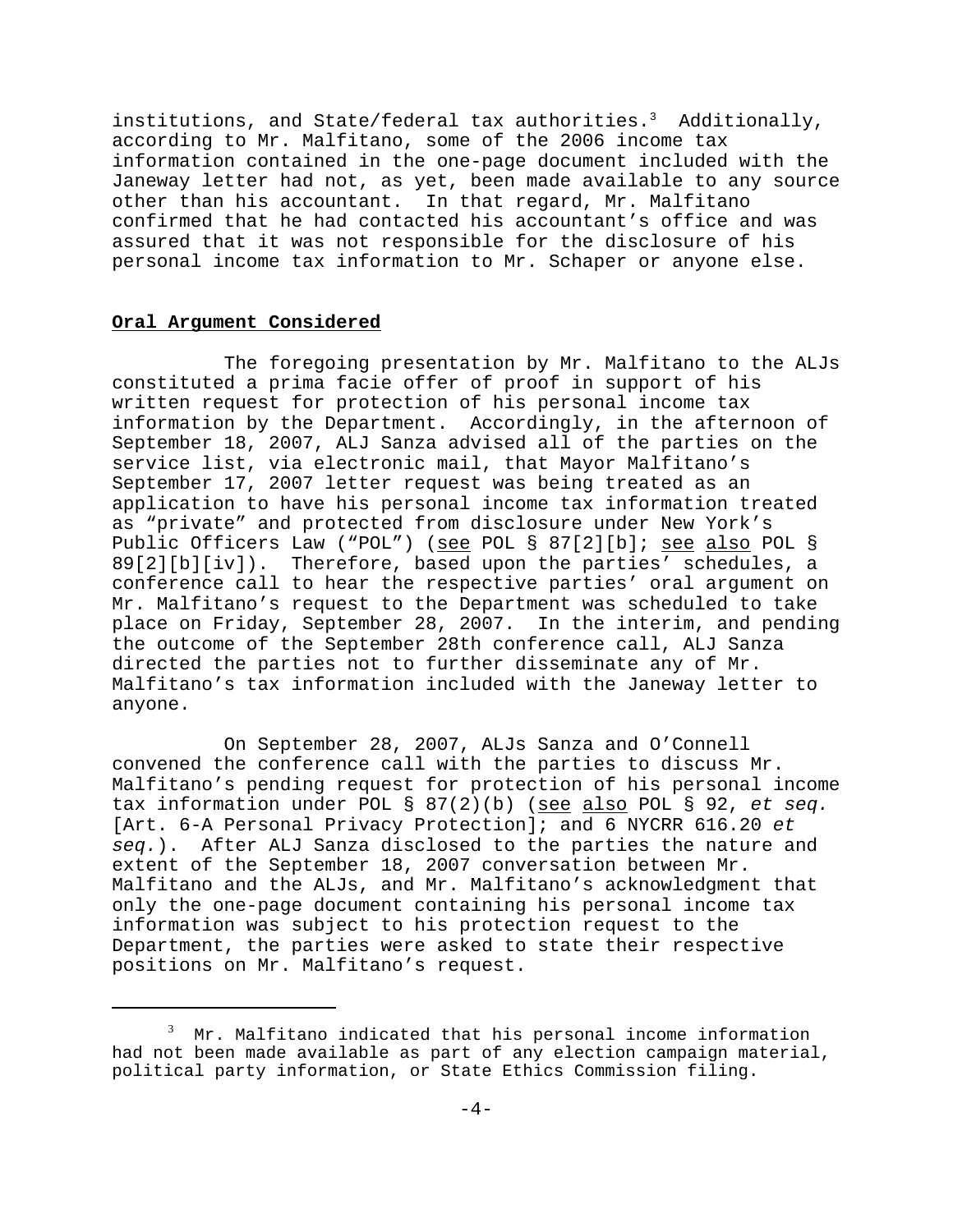institutions, and State/federal tax authorities.[3] Additionally, according to Mr. Malfitano, some of the 2006 income tax information contained in the one-page document included with the Janeway letter had not, as yet, been made available to any source other than his accountant. In that regard, Mr. Malfitano confirmed that he had contacted his accountant's office and was assured that it was not responsible for the disclosure of his personal income tax information to Mr. Schaper or anyone else.

**Oral Argument Considered**

The foregoing presentation by Mr. Malfitano to the ALJs constituted a prima facie offer of proof in support of his written request for protection of his personal income tax information by the Department. Accordingly, in the afternoon of September 18, 2007, ALJ Sanza advised all of the parties on the service list, via electronic mail, that Mayor Malfitano's September 17, 2007 letter request was being treated as an application to have his personal income tax information treated as "private" and protected from disclosure under New York's Public Officers Law ("POL") (see POL § 87[2][b]; see also POL § 89[2][b][iv]). Therefore, based upon the parties' schedules, a conference call to hear the respective parties' oral argument on Mr. Malfitano's request to the Department was scheduled to take place on Friday, September 28, 2007. In the interim, and pending the outcome of the September 28th conference call, ALJ Sanza directed the parties not to further disseminate any of Mr. Malfitano's tax information included with the Janeway letter to anyone.

On September 28, 2007, ALJs Sanza and O'Connell convened the conference call with the parties to discuss Mr. Malfitano's pending request for protection of his personal income tax information under POL § 87(2)(b) (see also POL § 92, *et seq.* [Art. 6-A Personal Privacy Protection]; and 6 NYCRR 616.20 *et seq.*). After ALJ Sanza disclosed to the parties the nature and extent of the September 18, 2007 conversation between Mr. Malfitano and the ALJs, and Mr. Malfitano's acknowledgment that only the one-page document containing his personal income tax information was subject to his protection request to the Department, the parties were asked to state their respective positions on Mr. Malfitano's request.

---

[3] Mr. Malfitano indicated that his personal income information had not been made available as part of any election campaign material, political party information, or State Ethics Commission filing.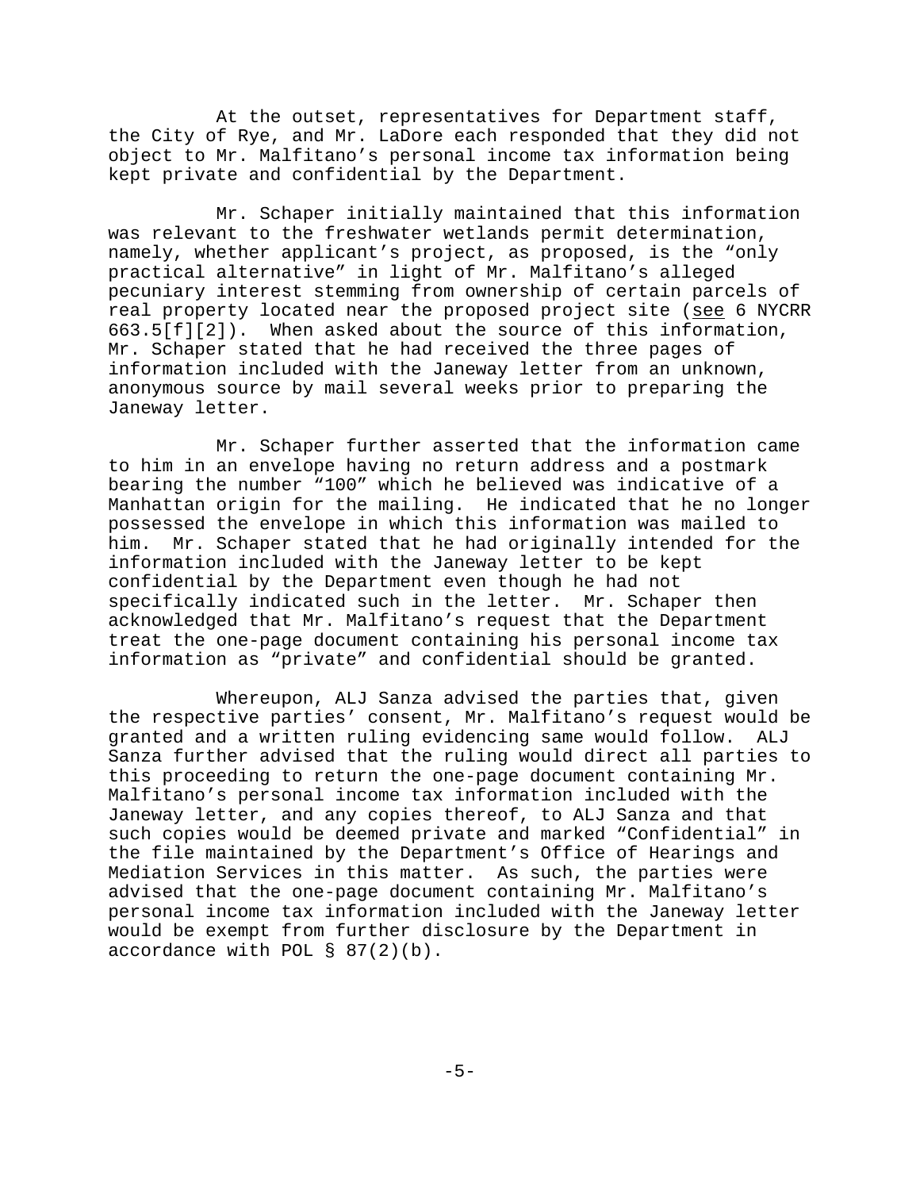At the outset, representatives for Department staff, the City of Rye, and Mr. LaDore each responded that they did not object to Mr. Malfitano's personal income tax information being kept private and confidential by the Department.

Mr. Schaper initially maintained that this information was relevant to the freshwater wetlands permit determination, namely, whether applicant's project, as proposed, is the "only practical alternative" in light of Mr. Malfitano's alleged pecuniary interest stemming from ownership of certain parcels of real property located near the proposed project site (see 6 NYCRR 663.5[f][2]). When asked about the source of this information, Mr. Schaper stated that he had received the three pages of information included with the Janeway letter from an unknown, anonymous source by mail several weeks prior to preparing the Janeway letter.

Mr. Schaper further asserted that the information came to him in an envelope having no return address and a postmark bearing the number "100" which he believed was indicative of a Manhattan origin for the mailing. He indicated that he no longer possessed the envelope in which this information was mailed to him. Mr. Schaper stated that he had originally intended for the information included with the Janeway letter to be kept confidential by the Department even though he had not specifically indicated such in the letter. Mr. Schaper then acknowledged that Mr. Malfitano's request that the Department treat the one-page document containing his personal income tax information as "private" and confidential should be granted.

Whereupon, ALJ Sanza advised the parties that, given the respective parties' consent, Mr. Malfitano's request would be granted and a written ruling evidencing same would follow. ALJ Sanza further advised that the ruling would direct all parties to this proceeding to return the one-page document containing Mr. Malfitano's personal income tax information included with the Janeway letter, and any copies thereof, to ALJ Sanza and that such copies would be deemed private and marked "Confidential" in the file maintained by the Department's Office of Hearings and Mediation Services in this matter. As such, the parties were advised that the one-page document containing Mr. Malfitano's personal income tax information included with the Janeway letter would be exempt from further disclosure by the Department in accordance with POL § 87(2)(b).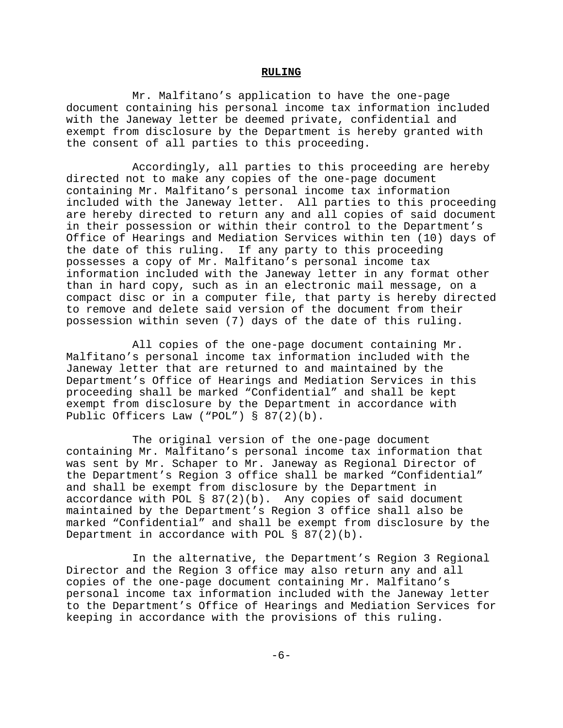## RULING

Mr. Malfitano's application to have the one-page document containing his personal income tax information included with the Janeway letter be deemed private, confidential and exempt from disclosure by the Department is hereby granted with the consent of all parties to this proceeding.

Accordingly, all parties to this proceeding are hereby directed not to make any copies of the one-page document containing Mr. Malfitano's personal income tax information included with the Janeway letter. All parties to this proceeding are hereby directed to return any and all copies of said document in their possession or within their control to the Department's Office of Hearings and Mediation Services within ten (10) days of the date of this ruling. If any party to this proceeding possesses a copy of Mr. Malfitano's personal income tax information included with the Janeway letter in any format other than in hard copy, such as in an electronic mail message, on a compact disc or in a computer file, that party is hereby directed to remove and delete said version of the document from their possession within seven (7) days of the date of this ruling.

All copies of the one-page document containing Mr. Malfitano's personal income tax information included with the Janeway letter that are returned to and maintained by the Department's Office of Hearings and Mediation Services in this proceeding shall be marked "Confidential" and shall be kept exempt from disclosure by the Department in accordance with Public Officers Law ("POL") § 87(2)(b).

The original version of the one-page document containing Mr. Malfitano's personal income tax information that was sent by Mr. Schaper to Mr. Janeway as Regional Director of the Department's Region 3 office shall be marked "Confidential" and shall be exempt from disclosure by the Department in accordance with POL § 87(2)(b). Any copies of said document maintained by the Department's Region 3 office shall also be marked "Confidential" and shall be exempt from disclosure by the Department in accordance with POL § 87(2)(b).

In the alternative, the Department's Region 3 Regional Director and the Region 3 office may also return any and all copies of the one-page document containing Mr. Malfitano's personal income tax information included with the Janeway letter to the Department's Office of Hearings and Mediation Services for keeping in accordance with the provisions of this ruling.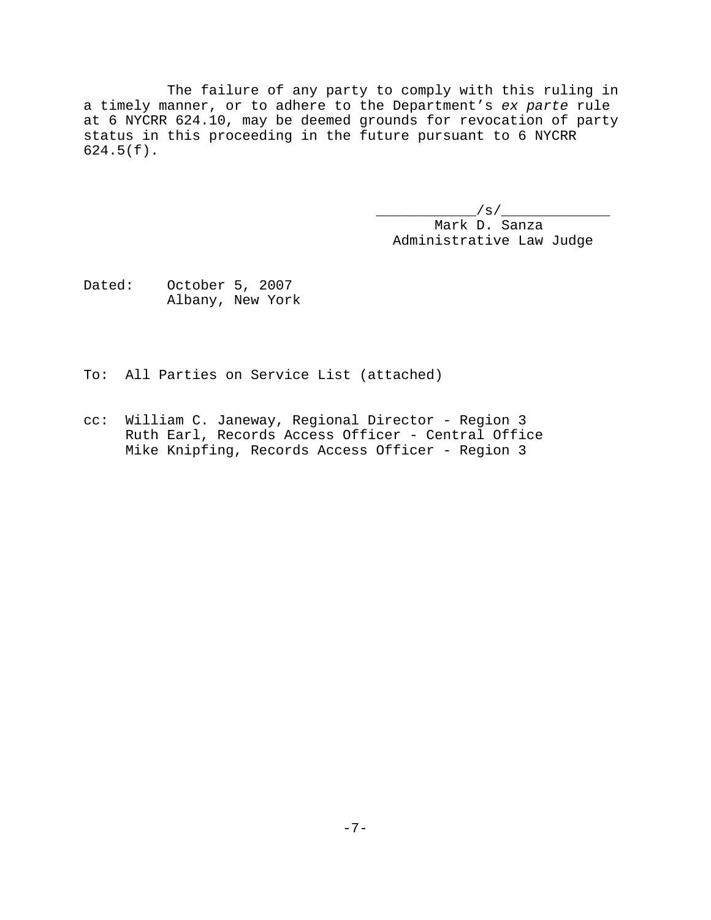The failure of any party to comply with this ruling in a timely manner, or to adhere to the Department's *ex parte* rule at 6 NYCRR 624.10, may be deemed grounds for revocation of party status in this proceeding in the future pursuant to 6 NYCRR 624.5(f).

____________/s/_____________
Mark D. Sanza
Administrative Law Judge

Dated: October 5, 2007
Albany, New York

To: All Parties on Service List (attached)

cc: William C. Janeway, Regional Director - Region 3
Ruth Earl, Records Access Officer - Central Office
Mike Knipfing, Records Access Officer - Region 3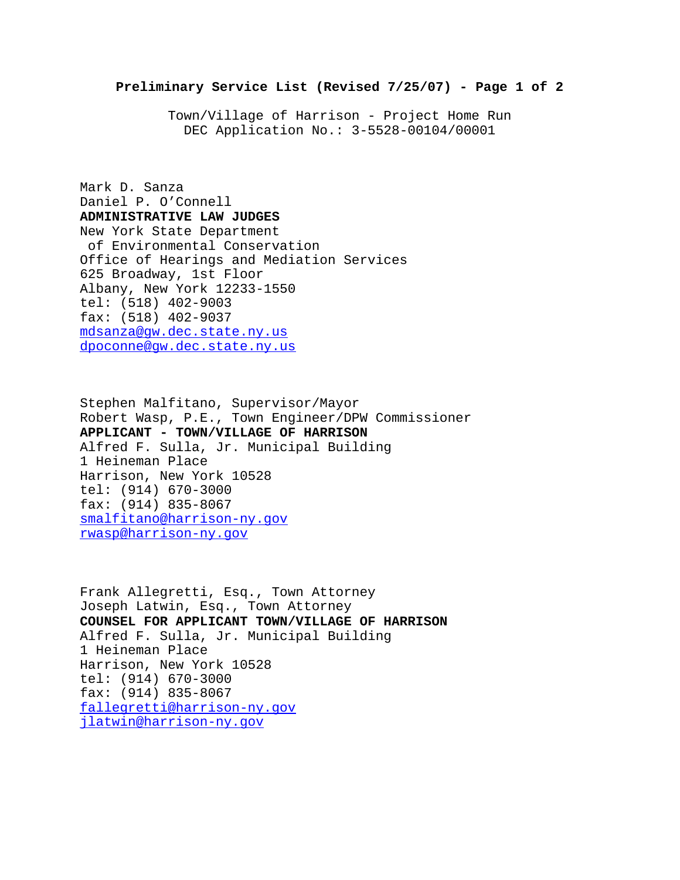**Preliminary Service List (Revised 7/25/07)**

Town/Village of Harrison - Project Home Run
DEC Application No.: 3-5528-00104/00001

Mark D. Sanza
Daniel P. O'Connell
**ADMINISTRATIVE LAW JUDGES**
New York State Department
of Environmental Conservation
Office of Hearings and Mediation Services
625 Broadway, 1st Floor
Albany, New York 12233-1550
tel: (518) 402-9003
fax: (518) 402-9037
mdsanza@gw.dec.state.ny.us
dpoconne@gw.dec.state.ny.us

Stephen Malfitano, Supervisor/Mayor
Robert Wasp, P.E., Town Engineer/DPW Commissioner
**APPLICANT - TOWN/VILLAGE OF HARRISON**
Alfred F. Sulla, Jr. Municipal Building
1 Heineman Place
Harrison, New York 10528
tel: (914) 670-3000
fax: (914) 835-8067
smalfitano@harrison-ny.gov
rwasp@harrison-ny.gov

Frank Allegretti, Esq., Town Attorney
Joseph Latwin, Esq., Town Attorney
**COUNSEL FOR APPLICANT TOWN/VILLAGE OF HARRISON**
Alfred F. Sulla, Jr. Municipal Building
1 Heineman Place
Harrison, New York 10528
tel: (914) 670-3000
fax: (914) 835-8067
fallegretti@harrison-ny.gov
jlatwin@harrison-ny.gov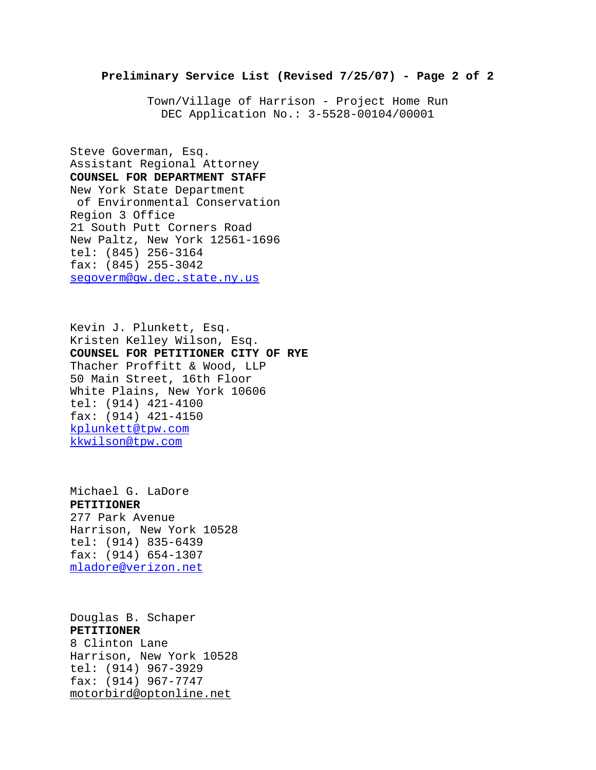**Preliminary Service List (Revised 7/25/07) - Page 2 of 2**

Town/Village of Harrison - Project Home Run
DEC Application No.: 3-5528-00104/00001

Steve Goverman, Esq.
Assistant Regional Attorney
**COUNSEL FOR DEPARTMENT STAFF**
New York State Department
of Environmental Conservation
Region 3 Office
21 South Putt Corners Road
New Paltz, New York 12561-1696
tel: (845) 256-3164
fax: (845) 255-3042
segoverm@gw.dec.state.ny.us

Kevin J. Plunkett, Esq.
Kristen Kelley Wilson, Esq.
**COUNSEL FOR PETITIONER CITY OF RYE**
Thacher Proffitt & Wood, LLP
50 Main Street, 16th Floor
White Plains, New York 10606
tel: (914) 421-4100
fax: (914) 421-4150
kplunkett@tpw.com
kkwilson@tpw.com

Michael G. LaDore
**PETITIONER**
277 Park Avenue
Harrison, New York 10528
tel: (914) 835-6439
fax: (914) 654-1307
mladore@verizon.net

Douglas B. Schaper
**PETITIONER**
8 Clinton Lane
Harrison, New York 10528
tel: (914) 967-3929
fax: (914) 967-7747
motorbird@optonline.net